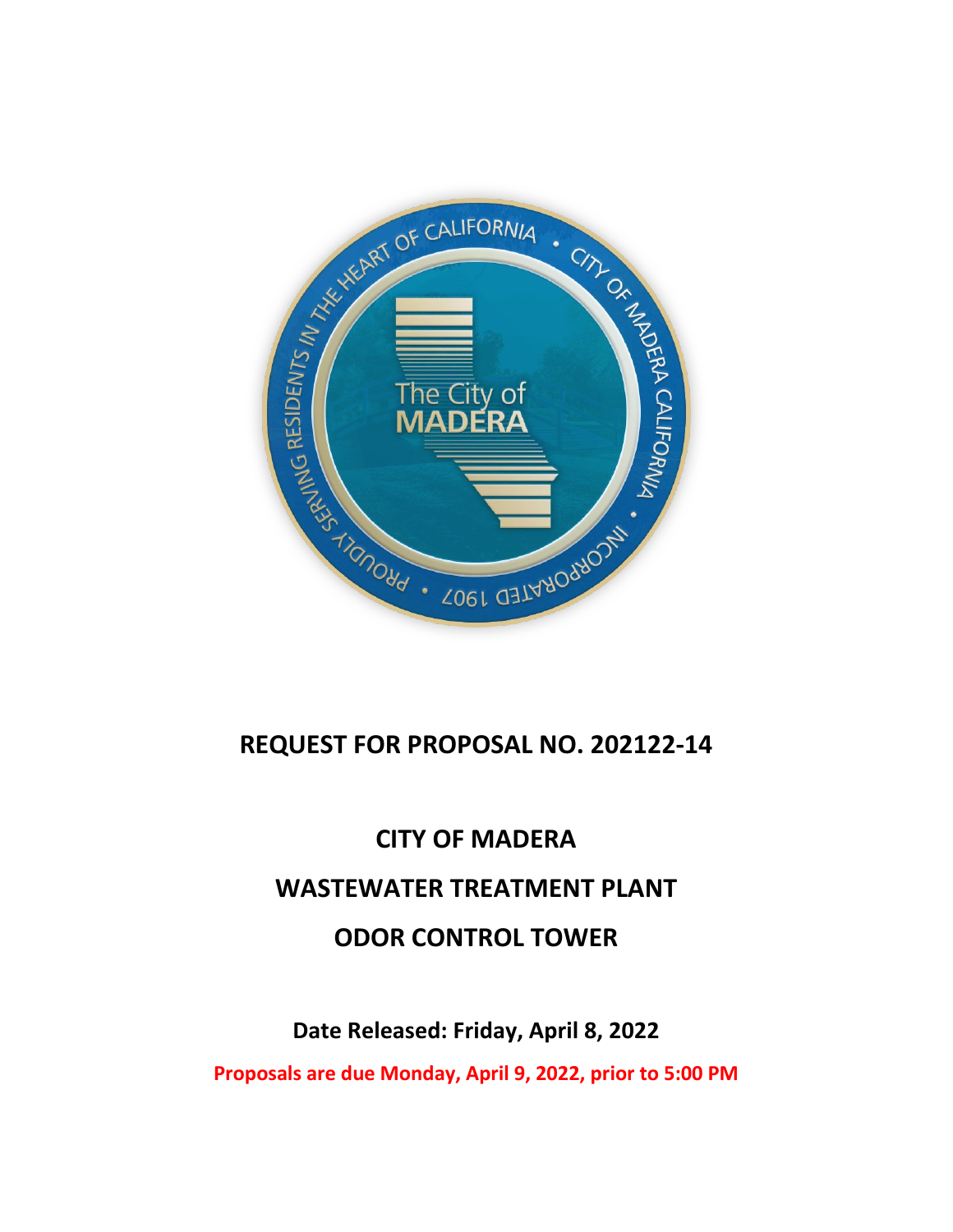# REQUEST FOR PROPOSAL NO. 202122-14

## CITY OF MADERA

## WASTEWATER TREATMENT PLANT

## ODOR CONTROL TOWER

**Date Released: Friday, April 8, 2022**

**Proposals are due Monday, April 9, 2022, prior to 5:00 PM**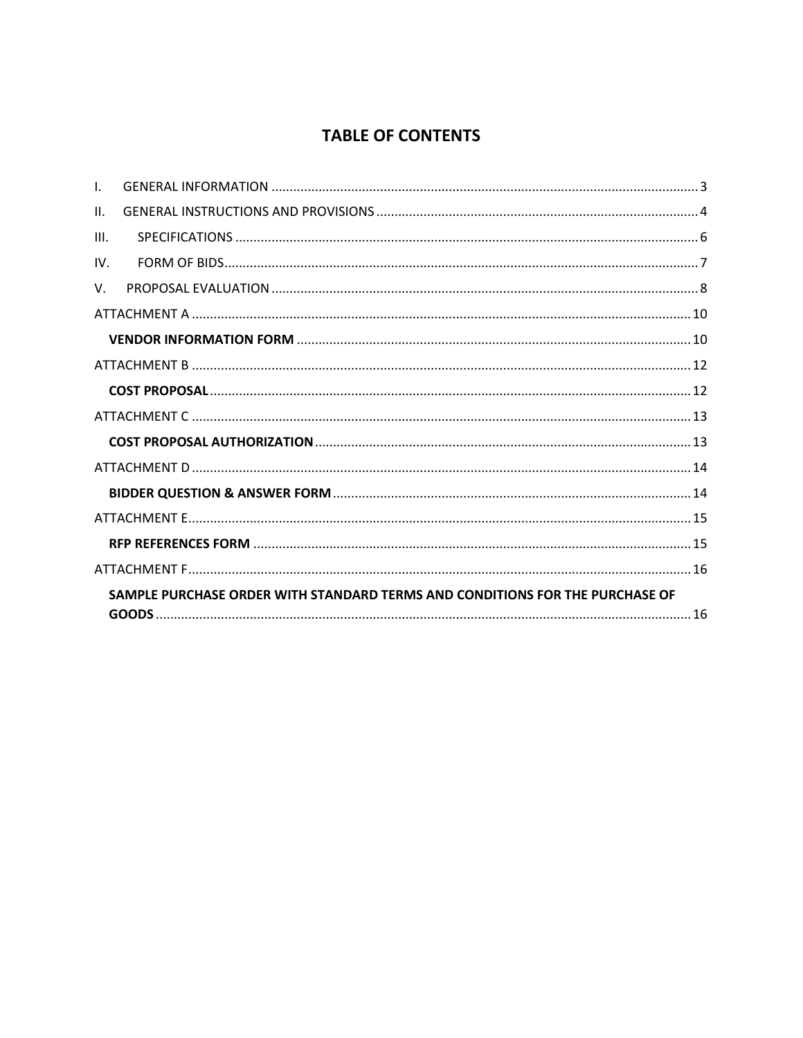# TABLE OF CONTENTS

I. GENERAL INFORMATION ..... 3

II. GENERAL INSTRUCTIONS AND PROVISIONS ..... 4

III. SPECIFICATIONS ..... 6

IV. FORM OF BIDS ..... 7

V. PROPOSAL EVALUATION ..... 8

ATTACHMENT A ..... 10

**VENDOR INFORMATION FORM** ..... 10

ATTACHMENT B ..... 12

**COST PROPOSAL** ..... 12

ATTACHMENT C ..... 13

**COST PROPOSAL AUTHORIZATION** ..... 13

ATTACHMENT D ..... 14

**BIDDER QUESTION & ANSWER FORM** ..... 14

ATTACHMENT E ..... 15

**RFP REFERENCES FORM** ..... 15

ATTACHMENT F ..... 16

**SAMPLE PURCHASE ORDER WITH STANDARD TERMS AND CONDITIONS FOR THE PURCHASE OF GOODS** ..... 16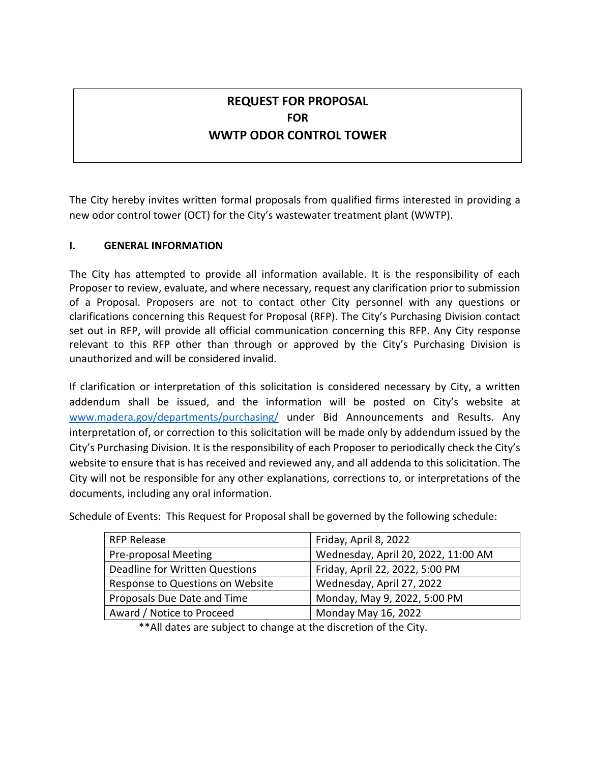# REQUEST FOR PROPOSAL FOR WWTP ODOR CONTROL TOWER

The City hereby invites written formal proposals from qualified firms interested in providing a new odor control tower (OCT) for the City's wastewater treatment plant (WWTP).

## I. GENERAL INFORMATION

The City has attempted to provide all information available. It is the responsibility of each Proposer to review, evaluate, and where necessary, request any clarification prior to submission of a Proposal. Proposers are not to contact other City personnel with any questions or clarifications concerning this Request for Proposal (RFP). The City's Purchasing Division contact set out in RFP, will provide all official communication concerning this RFP. Any City response relevant to this RFP other than through or approved by the City's Purchasing Division is unauthorized and will be considered invalid.

If clarification or interpretation of this solicitation is considered necessary by City, a written addendum shall be issued, and the information will be posted on City's website at www.madera.gov/departments/purchasing/ under Bid Announcements and Results. Any interpretation of, or correction to this solicitation will be made only by addendum issued by the City's Purchasing Division. It is the responsibility of each Proposer to periodically check the City's website to ensure that is has received and reviewed any, and all addenda to this solicitation. The City will not be responsible for any other explanations, corrections to, or interpretations of the documents, including any oral information.

Schedule of Events: This Request for Proposal shall be governed by the following schedule:

| | |
|---|---|
| RFP Release | Friday, April 8, 2022 |
| Pre-proposal Meeting | Wednesday, April 20, 2022, 11:00 AM |
| Deadline for Written Questions | Friday, April 22, 2022, 5:00 PM |
| Response to Questions on Website | Wednesday, April 27, 2022 |
| Proposals Due Date and Time | Monday, May 9, 2022, 5:00 PM |
| Award / Notice to Proceed | Monday May 16, 2022 |

**All dates are subject to change at the discretion of the City.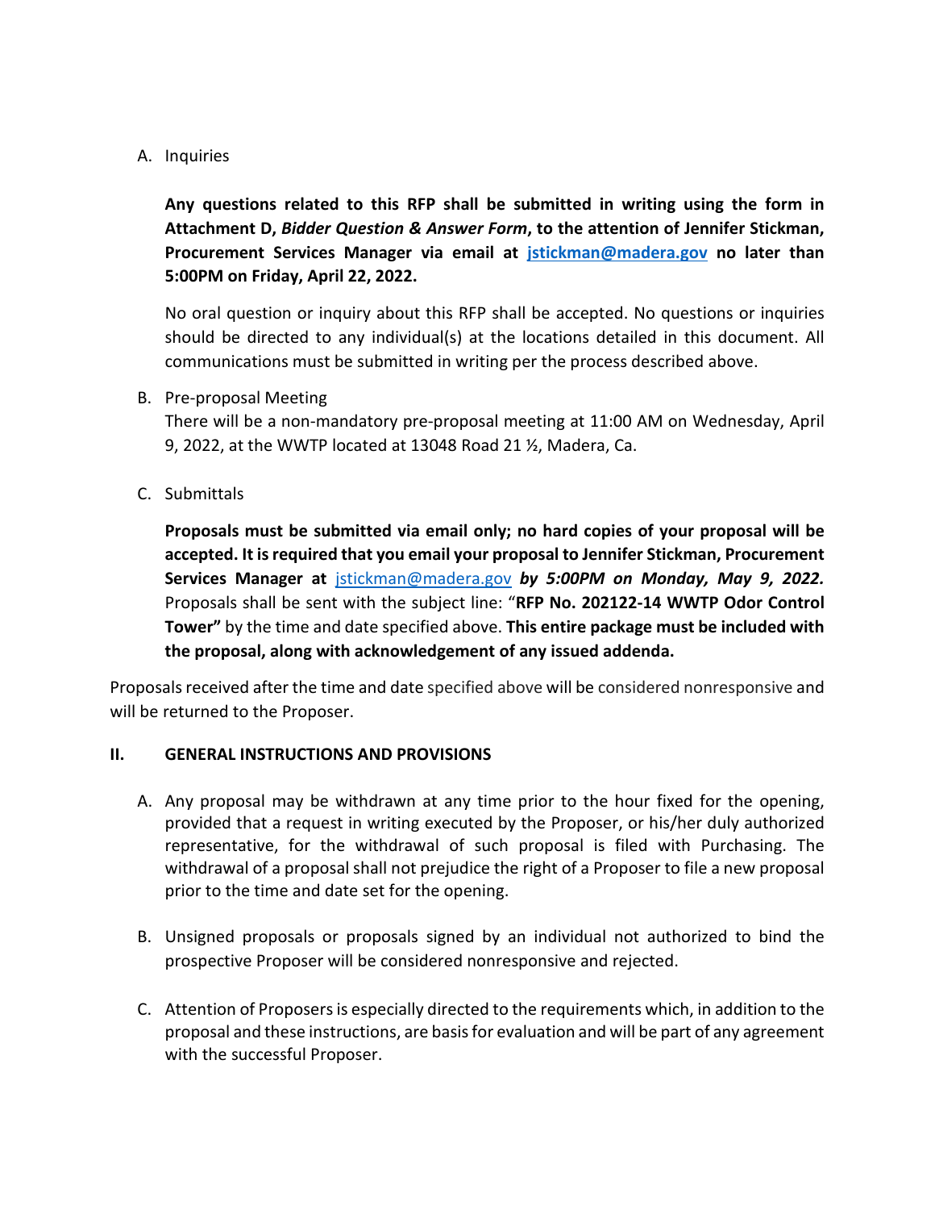A. Inquiries

**Any questions related to this RFP shall be submitted in writing using the form in Attachment D, *Bidder Question & Answer Form*, to the attention of Jennifer Stickman, Procurement Services Manager via email at jstickman@madera.gov no later than 5:00PM on Friday, April 22, 2022.**

No oral question or inquiry about this RFP shall be accepted. No questions or inquiries should be directed to any individual(s) at the locations detailed in this document. All communications must be submitted in writing per the process described above.

B. Pre-proposal Meeting

There will be a non-mandatory pre-proposal meeting at 11:00 AM on Wednesday, April 9, 2022, at the WWTP located at 13048 Road 21 ½, Madera, Ca.

C. Submittals

**Proposals must be submitted via email only; no hard copies of your proposal will be accepted. It is required that you email your proposal to Jennifer Stickman, Procurement Services Manager at** jstickman@madera.gov ***by 5:00PM on Monday, May 9, 2022.*** Proposals shall be sent with the subject line: "**RFP No. 202122-14 WWTP Odor Control Tower"** by the time and date specified above. **This entire package must be included with the proposal, along with acknowledgement of any issued addenda.**

Proposals received after the time and date specified above will be considered nonresponsive and will be returned to the Proposer.

## II. GENERAL INSTRUCTIONS AND PROVISIONS

A. Any proposal may be withdrawn at any time prior to the hour fixed for the opening, provided that a request in writing executed by the Proposer, or his/her duly authorized representative, for the withdrawal of such proposal is filed with Purchasing. The withdrawal of a proposal shall not prejudice the right of a Proposer to file a new proposal prior to the time and date set for the opening.

B. Unsigned proposals or proposals signed by an individual not authorized to bind the prospective Proposer will be considered nonresponsive and rejected.

C. Attention of Proposers is especially directed to the requirements which, in addition to the proposal and these instructions, are basis for evaluation and will be part of any agreement with the successful Proposer.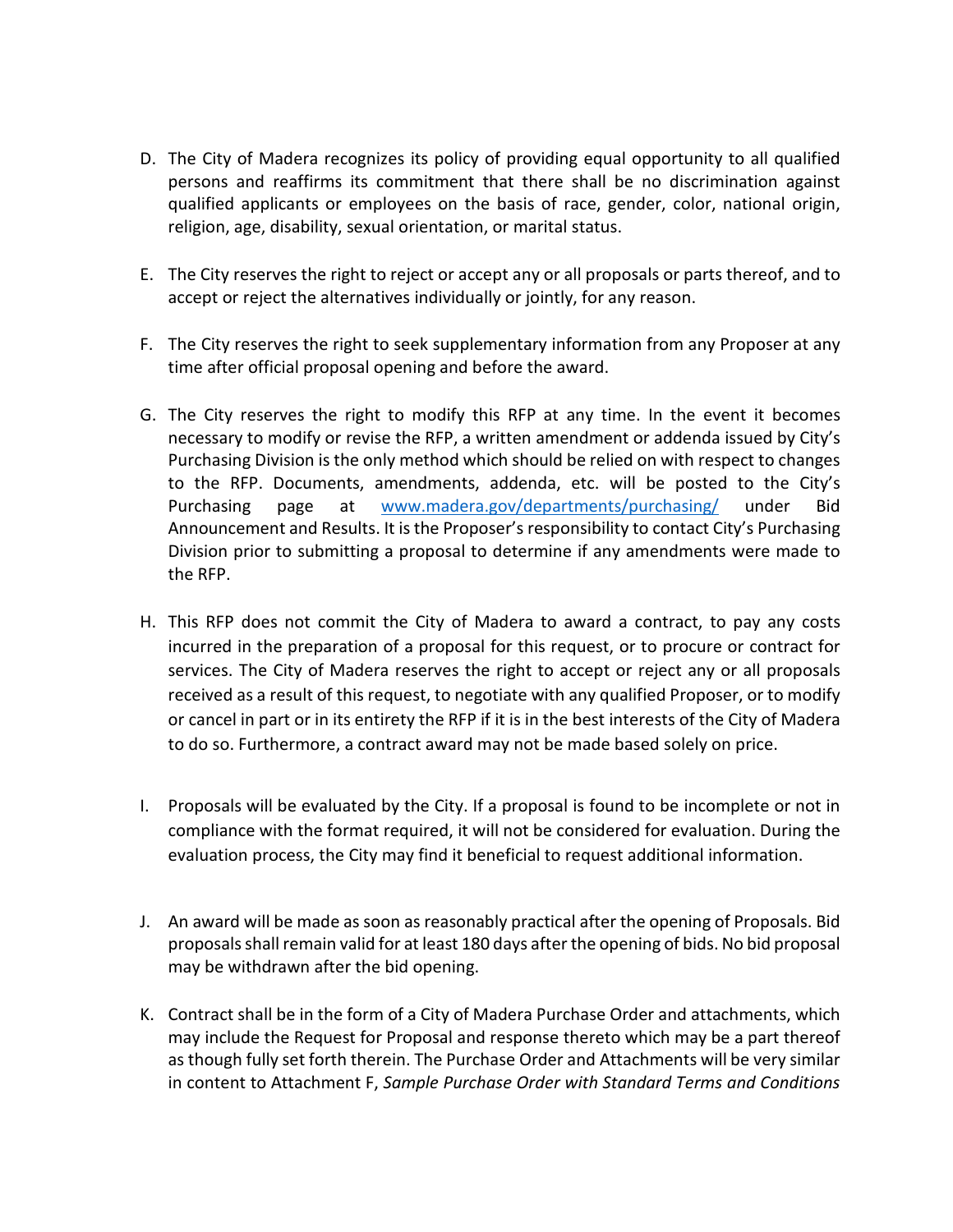D. The City of Madera recognizes its policy of providing equal opportunity to all qualified persons and reaffirms its commitment that there shall be no discrimination against qualified applicants or employees on the basis of race, gender, color, national origin, religion, age, disability, sexual orientation, or marital status.

E. The City reserves the right to reject or accept any or all proposals or parts thereof, and to accept or reject the alternatives individually or jointly, for any reason.

F. The City reserves the right to seek supplementary information from any Proposer at any time after official proposal opening and before the award.

G. The City reserves the right to modify this RFP at any time. In the event it becomes necessary to modify or revise the RFP, a written amendment or addenda issued by City's Purchasing Division is the only method which should be relied on with respect to changes to the RFP. Documents, amendments, addenda, etc. will be posted to the City's Purchasing page at [www.madera.gov/departments/purchasing/](www.madera.gov/departments/purchasing/) under Bid Announcement and Results. It is the Proposer's responsibility to contact City's Purchasing Division prior to submitting a proposal to determine if any amendments were made to the RFP.

H. This RFP does not commit the City of Madera to award a contract, to pay any costs incurred in the preparation of a proposal for this request, or to procure or contract for services. The City of Madera reserves the right to accept or reject any or all proposals received as a result of this request, to negotiate with any qualified Proposer, or to modify or cancel in part or in its entirety the RFP if it is in the best interests of the City of Madera to do so. Furthermore, a contract award may not be made based solely on price.

I. Proposals will be evaluated by the City. If a proposal is found to be incomplete or not in compliance with the format required, it will not be considered for evaluation. During the evaluation process, the City may find it beneficial to request additional information.

J. An award will be made as soon as reasonably practical after the opening of Proposals. Bid proposals shall remain valid for at least 180 days after the opening of bids. No bid proposal may be withdrawn after the bid opening.

K. Contract shall be in the form of a City of Madera Purchase Order and attachments, which may include the Request for Proposal and response thereto which may be a part thereof as though fully set forth therein. The Purchase Order and Attachments will be very similar in content to Attachment F, *Sample Purchase Order with Standard Terms and Conditions*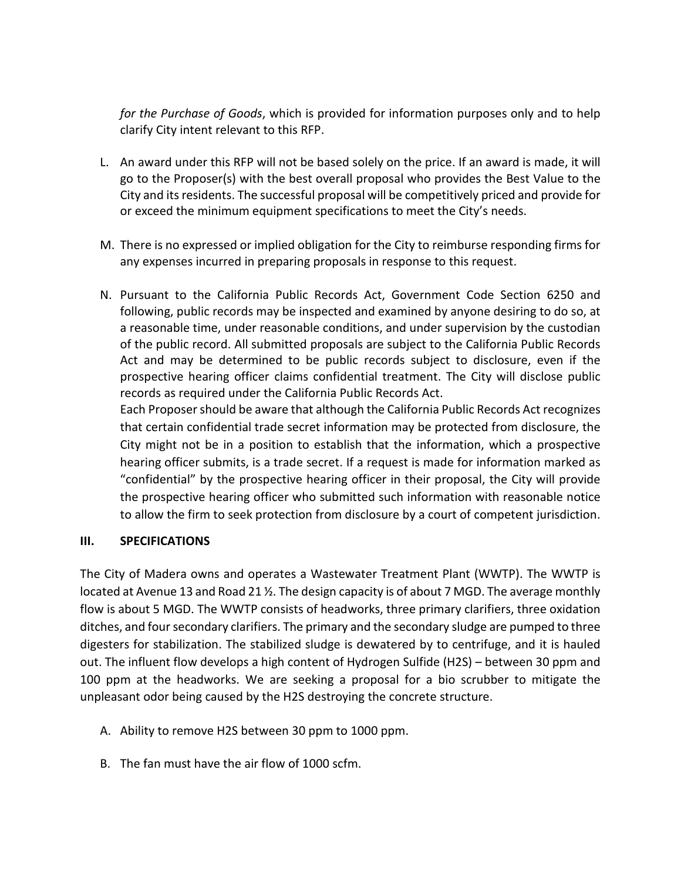*for the Purchase of Goods*, which is provided for information purposes only and to help clarify City intent relevant to this RFP.

L. An award under this RFP will not be based solely on the price. If an award is made, it will go to the Proposer(s) with the best overall proposal who provides the Best Value to the City and its residents. The successful proposal will be competitively priced and provide for or exceed the minimum equipment specifications to meet the City's needs.

M. There is no expressed or implied obligation for the City to reimburse responding firms for any expenses incurred in preparing proposals in response to this request.

N. Pursuant to the California Public Records Act, Government Code Section 6250 and following, public records may be inspected and examined by anyone desiring to do so, at a reasonable time, under reasonable conditions, and under supervision by the custodian of the public record. All submitted proposals are subject to the California Public Records Act and may be determined to be public records subject to disclosure, even if the prospective hearing officer claims confidential treatment. The City will disclose public records as required under the California Public Records Act.
Each Proposer should be aware that although the California Public Records Act recognizes that certain confidential trade secret information may be protected from disclosure, the City might not be in a position to establish that the information, which a prospective hearing officer submits, is a trade secret. If a request is made for information marked as "confidential" by the prospective hearing officer in their proposal, the City will provide the prospective hearing officer who submitted such information with reasonable notice to allow the firm to seek protection from disclosure by a court of competent jurisdiction.

## III. SPECIFICATIONS

The City of Madera owns and operates a Wastewater Treatment Plant (WWTP). The WWTP is located at Avenue 13 and Road 21 ½. The design capacity is of about 7 MGD. The average monthly flow is about 5 MGD. The WWTP consists of headworks, three primary clarifiers, three oxidation ditches, and four secondary clarifiers. The primary and the secondary sludge are pumped to three digesters for stabilization. The stabilized sludge is dewatered by to centrifuge, and it is hauled out. The influent flow develops a high content of Hydrogen Sulfide ($H_2S$) – between 30 ppm and 100 ppm at the headworks. We are seeking a proposal for a bio scrubber to mitigate the unpleasant odor being caused by the $H_2S$ destroying the concrete structure.

A. Ability to remove $H_2S$ between 30 ppm to 1000 ppm.

B. The fan must have the air flow of 1000 scfm.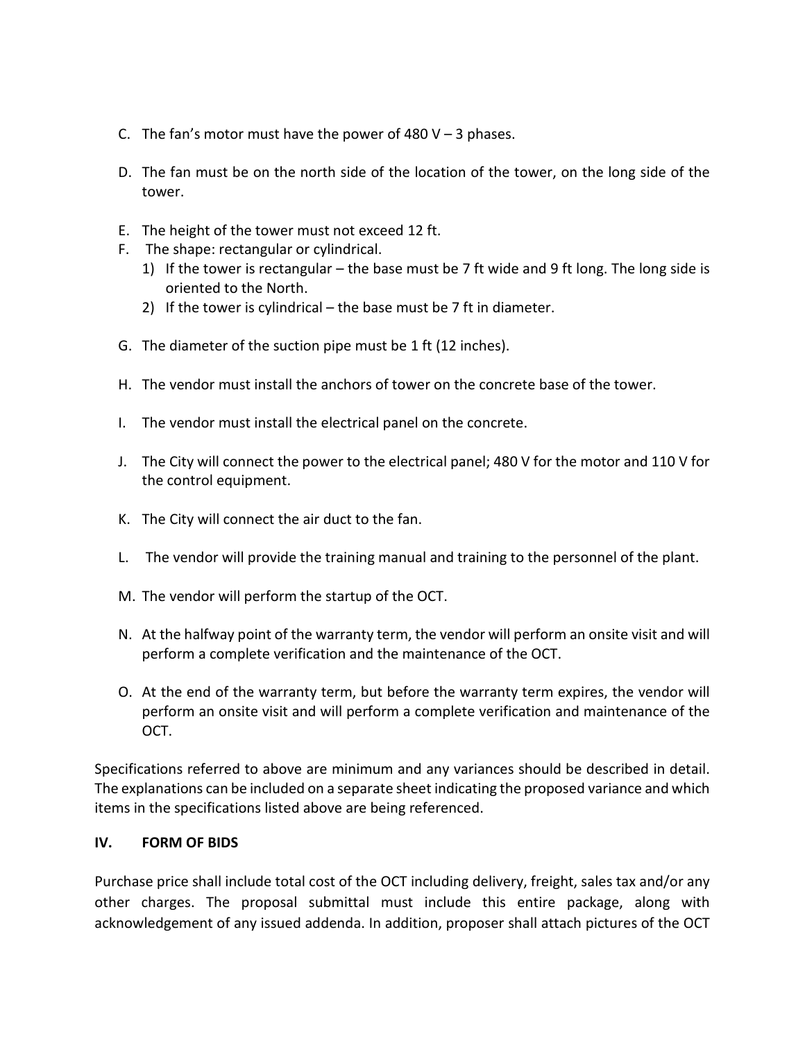C. The fan's motor must have the power of 480 V – 3 phases.

D. The fan must be on the north side of the location of the tower, on the long side of the tower.

E. The height of the tower must not exceed 12 ft.

F. The shape: rectangular or cylindrical.
   1) If the tower is rectangular – the base must be 7 ft wide and 9 ft long. The long side is oriented to the North.
   2) If the tower is cylindrical – the base must be 7 ft in diameter.

G. The diameter of the suction pipe must be 1 ft (12 inches).

H. The vendor must install the anchors of tower on the concrete base of the tower.

I. The vendor must install the electrical panel on the concrete.

J. The City will connect the power to the electrical panel; 480 V for the motor and 110 V for the control equipment.

K. The City will connect the air duct to the fan.

L. The vendor will provide the training manual and training to the personnel of the plant.

M. The vendor will perform the startup of the OCT.

N. At the halfway point of the warranty term, the vendor will perform an onsite visit and will perform a complete verification and the maintenance of the OCT.

O. At the end of the warranty term, but before the warranty term expires, the vendor will perform an onsite visit and will perform a complete verification and maintenance of the OCT.

Specifications referred to above are minimum and any variances should be described in detail. The explanations can be included on a separate sheet indicating the proposed variance and which items in the specifications listed above are being referenced.

## IV. FORM OF BIDS

Purchase price shall include total cost of the OCT including delivery, freight, sales tax and/or any other charges. The proposal submittal must include this entire package, along with acknowledgement of any issued addenda. In addition, proposer shall attach pictures of the OCT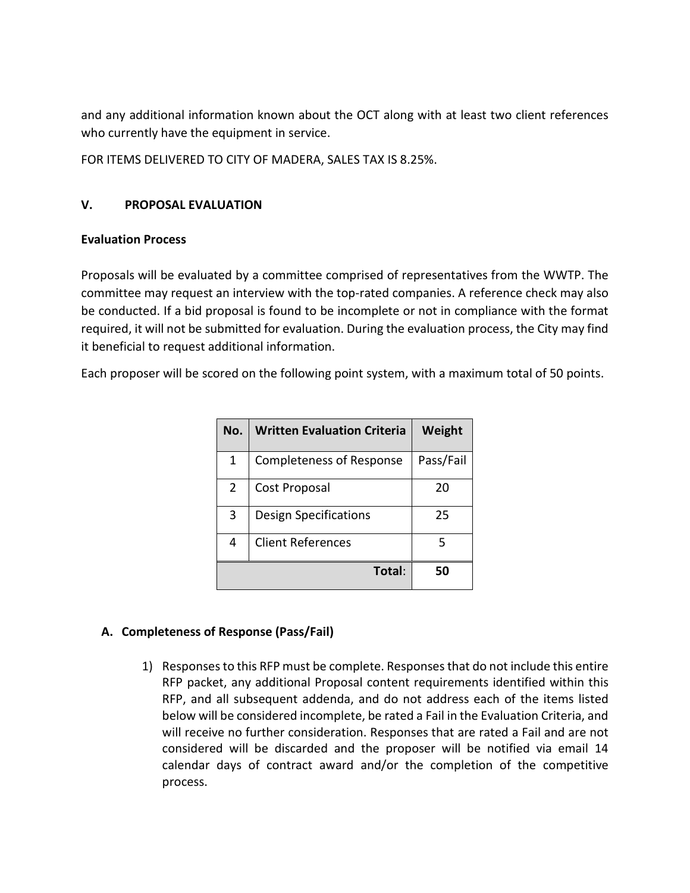and any additional information known about the OCT along with at least two client references who currently have the equipment in service.

FOR ITEMS DELIVERED TO CITY OF MADERA, SALES TAX IS 8.25%.

## V. PROPOSAL EVALUATION

### Evaluation Process

Proposals will be evaluated by a committee comprised of representatives from the WWTP. The committee may request an interview with the top-rated companies. A reference check may also be conducted. If a bid proposal is found to be incomplete or not in compliance with the format required, it will not be submitted for evaluation. During the evaluation process, the City may find it beneficial to request additional information.

Each proposer will be scored on the following point system, with a maximum total of 50 points.

| No. | Written Evaluation Criteria | Weight |
|---|---|---|
| 1 | Completeness of Response | Pass/Fail |
| 2 | Cost Proposal | 20 |
| 3 | Design Specifications | 25 |
| 4 | Client References | 5 |
| | **Total**: | **50** |

### A. Completeness of Response (Pass/Fail)

1) Responses to this RFP must be complete. Responses that do not include this entire RFP packet, any additional Proposal content requirements identified within this RFP, and all subsequent addenda, and do not address each of the items listed below will be considered incomplete, be rated a Fail in the Evaluation Criteria, and will receive no further consideration. Responses that are rated a Fail and are not considered will be discarded and the proposer will be notified via email 14 calendar days of contract award and/or the completion of the competitive process.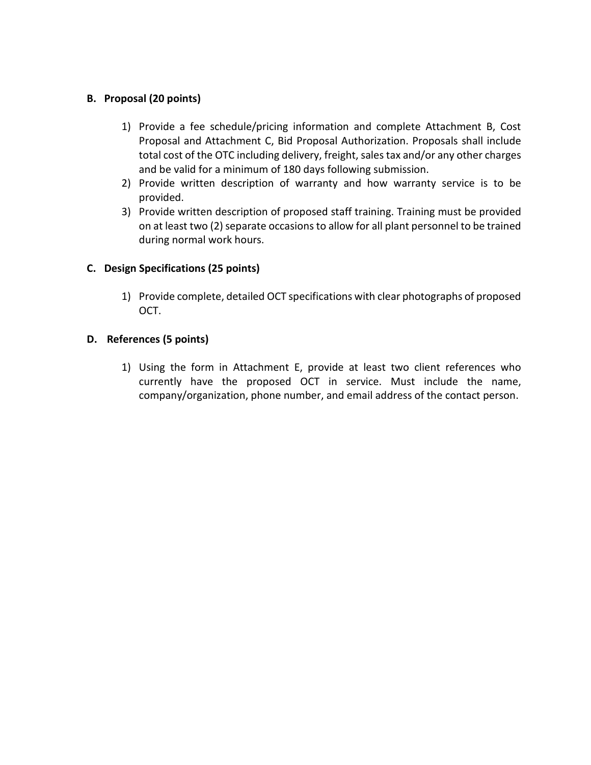**B. Proposal (20 points)**

1) Provide a fee schedule/pricing information and complete Attachment B, Cost Proposal and Attachment C, Bid Proposal Authorization. Proposals shall include total cost of the OTC including delivery, freight, sales tax and/or any other charges and be valid for a minimum of 180 days following submission.
2) Provide written description of warranty and how warranty service is to be provided.
3) Provide written description of proposed staff training. Training must be provided on at least two (2) separate occasions to allow for all plant personnel to be trained during normal work hours.

**C. Design Specifications (25 points)**

1) Provide complete, detailed OCT specifications with clear photographs of proposed OCT.

**D. References (5 points)**

1) Using the form in Attachment E, provide at least two client references who currently have the proposed OCT in service. Must include the name, company/organization, phone number, and email address of the contact person.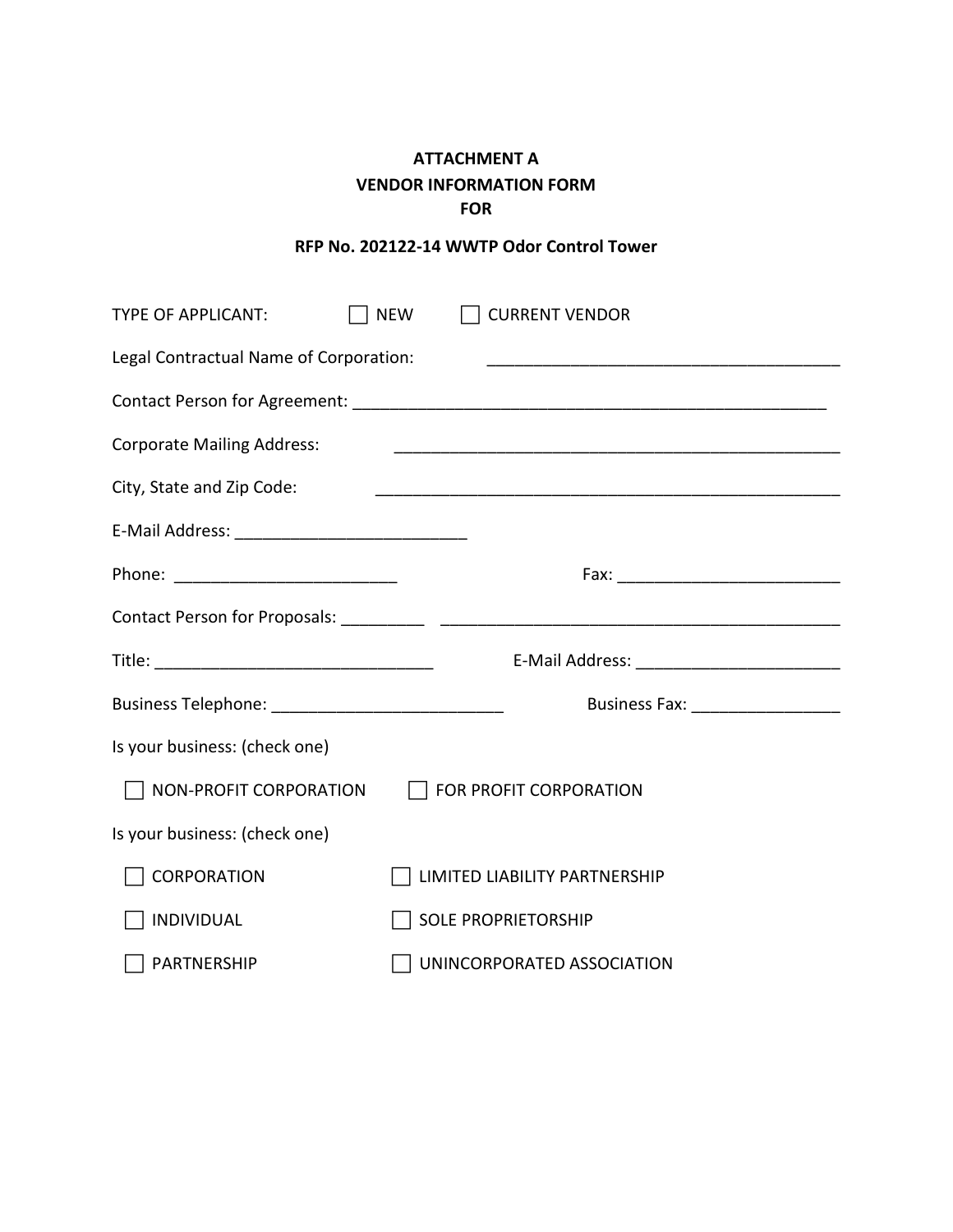**ATTACHMENT A**
**VENDOR INFORMATION FORM**
**FOR**

**RFP No. 202122-14 WWTP Odor Control Tower**

TYPE OF APPLICANT: ☐ NEW ☐ CURRENT VENDOR

Legal Contractual Name of Corporation: ______________________________________

Contact Person for Agreement: ____________________________________________________

Corporate Mailing Address: ______________________________________________

City, State and Zip Code: ________________________________________________

E-Mail Address: ________________________

Phone: _______________________ Fax: _______________________

Contact Person for Proposals: _________ _____________________________________________

Title: _____________________________ E-Mail Address: _____________________

Business Telephone: ________________________ Business Fax: _______________

Is your business: (check one)

☐ NON-PROFIT CORPORATION ☐ FOR PROFIT CORPORATION

Is your business: (check one)

☐ CORPORATION ☐ LIMITED LIABILITY PARTNERSHIP

☐ INDIVIDUAL ☐ SOLE PROPRIETORSHIP

☐ PARTNERSHIP ☐ UNINCORPORATED ASSOCIATION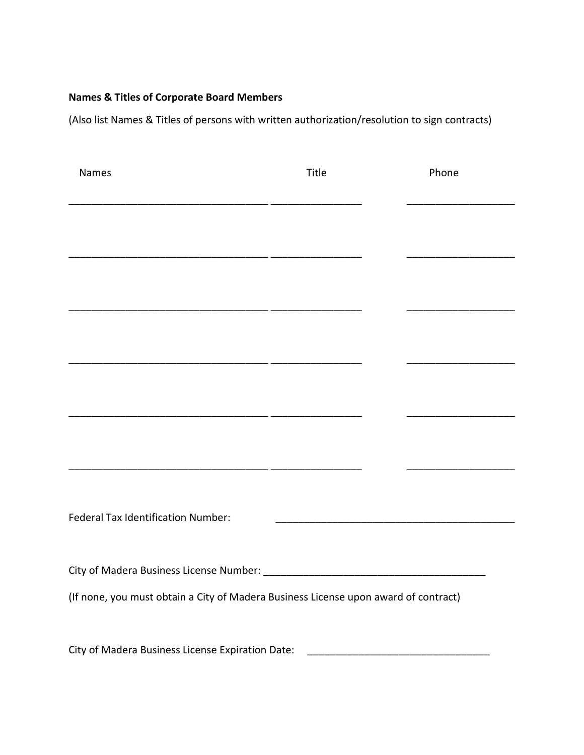**Names & Titles of Corporate Board Members**

(Also list Names & Titles of persons with written authorization/resolution to sign contracts)

| Names | Title | Phone |
|---|---|---|
| ___________________________________ | ________________ | ___________________ |
| ___________________________________ | ________________ | ___________________ |
| ___________________________________ | ________________ | ___________________ |
| ___________________________________ | ________________ | ___________________ |
| ___________________________________ | ________________ | ___________________ |
| ___________________________________ | ________________ | ___________________ |

Federal Tax Identification Number: ___________________________________________

City of Madera Business License Number: ________________________________________

(If none, you must obtain a City of Madera Business License upon award of contract)

City of Madera Business License Expiration Date: ________________________________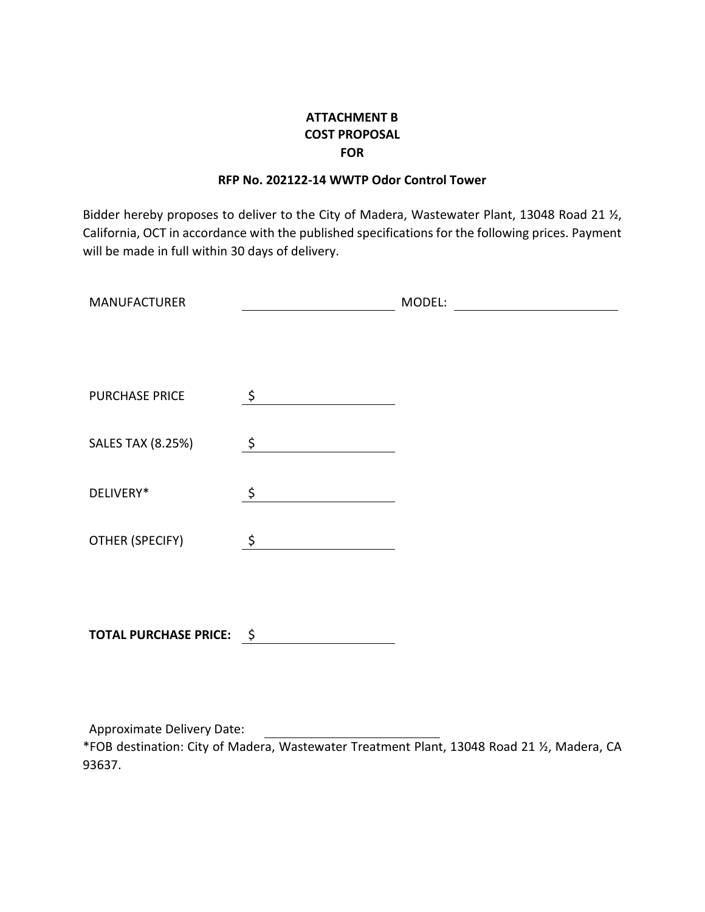**ATTACHMENT B**
**COST PROPOSAL**
**FOR**

**RFP No. 202122-14 WWTP Odor Control Tower**

Bidder hereby proposes to deliver to the City of Madera, Wastewater Plant, 13048 Road 21 ½, California, OCT in accordance with the published specifications for the following prices. Payment will be made in full within 30 days of delivery.

MANUFACTURER ______________________ MODEL: ______________________

PURCHASE PRICE $ ______________________

SALES TAX (8.25%) $ ______________________

DELIVERY* $ ______________________

OTHER (SPECIFY) $ ______________________

**TOTAL PURCHASE PRICE:** $ ______________________

Approximate Delivery Date: ______________________

*FOB destination: City of Madera, Wastewater Treatment Plant, 13048 Road 21 ½, Madera, CA 93637.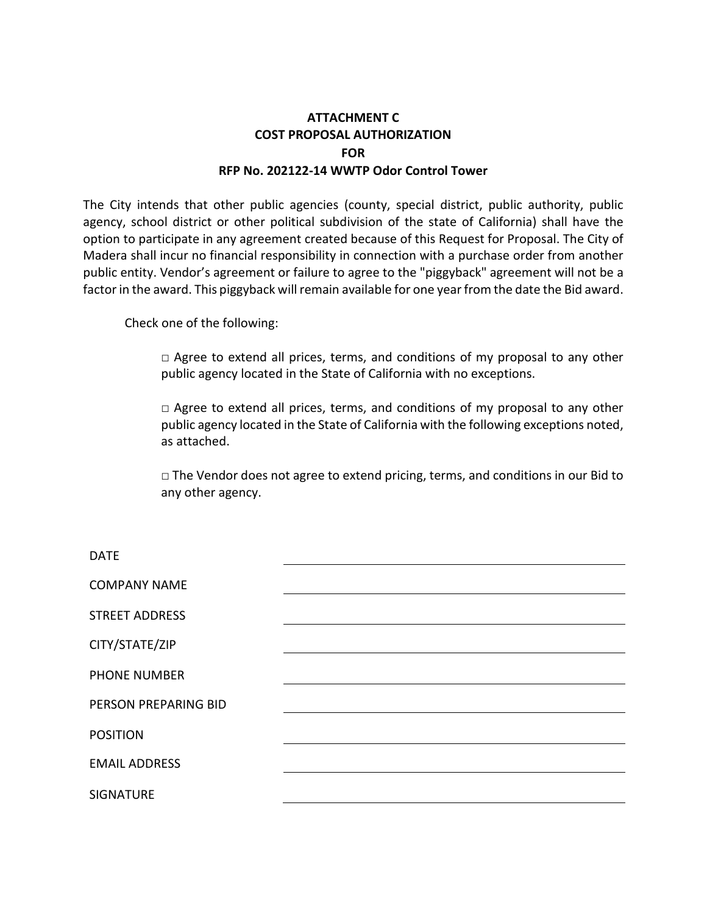# ATTACHMENT C
# COST PROPOSAL AUTHORIZATION
# FOR
# RFP No. 202122-14 WWTP Odor Control Tower

The City intends that other public agencies (county, special district, public authority, public agency, school district or other political subdivision of the state of California) shall have the option to participate in any agreement created because of this Request for Proposal. The City of Madera shall incur no financial responsibility in connection with a purchase order from another public entity. Vendor's agreement or failure to agree to the "piggyback" agreement will not be a factor in the award. This piggyback will remain available for one year from the date the Bid award.

Check one of the following:

□ Agree to extend all prices, terms, and conditions of my proposal to any other public agency located in the State of California with no exceptions.

□ Agree to extend all prices, terms, and conditions of my proposal to any other public agency located in the State of California with the following exceptions noted, as attached.

□ The Vendor does not agree to extend pricing, terms, and conditions in our Bid to any other agency.

DATE \_\_\_\_\_\_\_\_\_\_\_\_\_\_\_\_\_\_\_\_\_\_\_\_\_\_\_\_\_\_

COMPANY NAME \_\_\_\_\_\_\_\_\_\_\_\_\_\_\_\_\_\_\_\_\_\_\_\_\_\_\_\_\_\_

STREET ADDRESS \_\_\_\_\_\_\_\_\_\_\_\_\_\_\_\_\_\_\_\_\_\_\_\_\_\_\_\_\_\_

CITY/STATE/ZIP \_\_\_\_\_\_\_\_\_\_\_\_\_\_\_\_\_\_\_\_\_\_\_\_\_\_\_\_\_\_

PHONE NUMBER \_\_\_\_\_\_\_\_\_\_\_\_\_\_\_\_\_\_\_\_\_\_\_\_\_\_\_\_\_\_

PERSON PREPARING BID \_\_\_\_\_\_\_\_\_\_\_\_\_\_\_\_\_\_\_\_\_\_\_\_\_\_\_\_\_\_

POSITION \_\_\_\_\_\_\_\_\_\_\_\_\_\_\_\_\_\_\_\_\_\_\_\_\_\_\_\_\_\_

EMAIL ADDRESS \_\_\_\_\_\_\_\_\_\_\_\_\_\_\_\_\_\_\_\_\_\_\_\_\_\_\_\_\_\_

SIGNATURE \_\_\_\_\_\_\_\_\_\_\_\_\_\_\_\_\_\_\_\_\_\_\_\_\_\_\_\_\_\_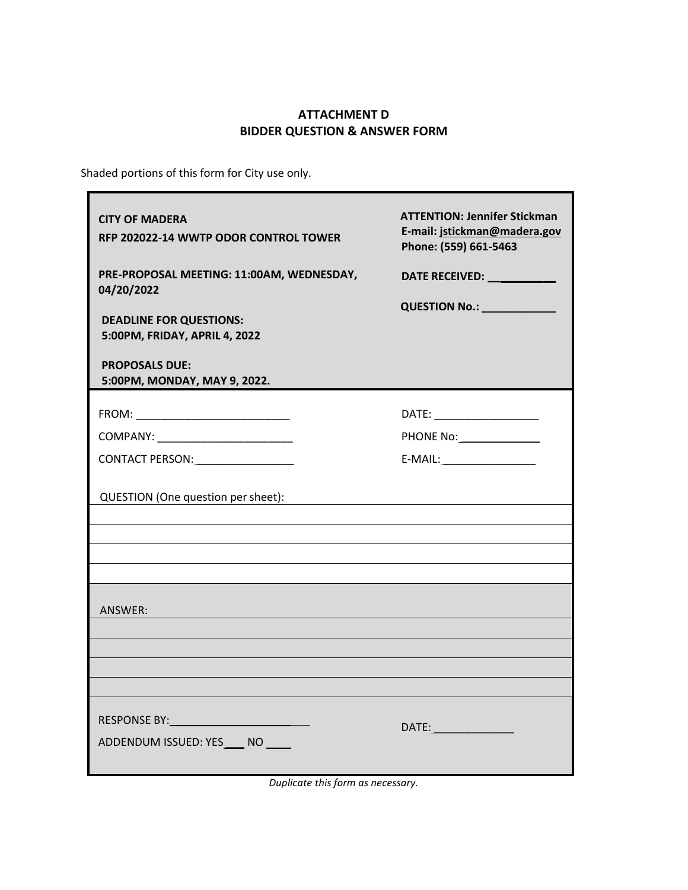# ATTACHMENT D
# BIDDER QUESTION & ANSWER FORM

Shaded portions of this form for City use only.

**CITY OF MADERA**
**RFP 202022-14 WWTP ODOR CONTROL TOWER**

**PRE-PROPOSAL MEETING: 11:00AM, WEDNESDAY, 04/20/2022**

**DEADLINE FOR QUESTIONS:**
**5:00PM, FRIDAY, APRIL 4, 2022**

**PROPOSALS DUE:**
**5:00PM, MONDAY, MAY 9, 2022.**

**ATTENTION: Jennifer Stickman**
**E-mail: jstickman@madera.gov**
**Phone: (559) 661-5463**

**DATE RECEIVED: ___________**

**QUESTION No.: ____________**

FROM: _________________________

DATE: _________________

COMPANY: ______________________

PHONE No:_____________

CONTACT PERSON:________________

E-MAIL:________________

QUESTION (One question per sheet):

ANSWER:

RESPONSE BY:_________________________

DATE:_____________

ADDENDUM ISSUED: YES___ NO ____

*Duplicate this form as necessary.*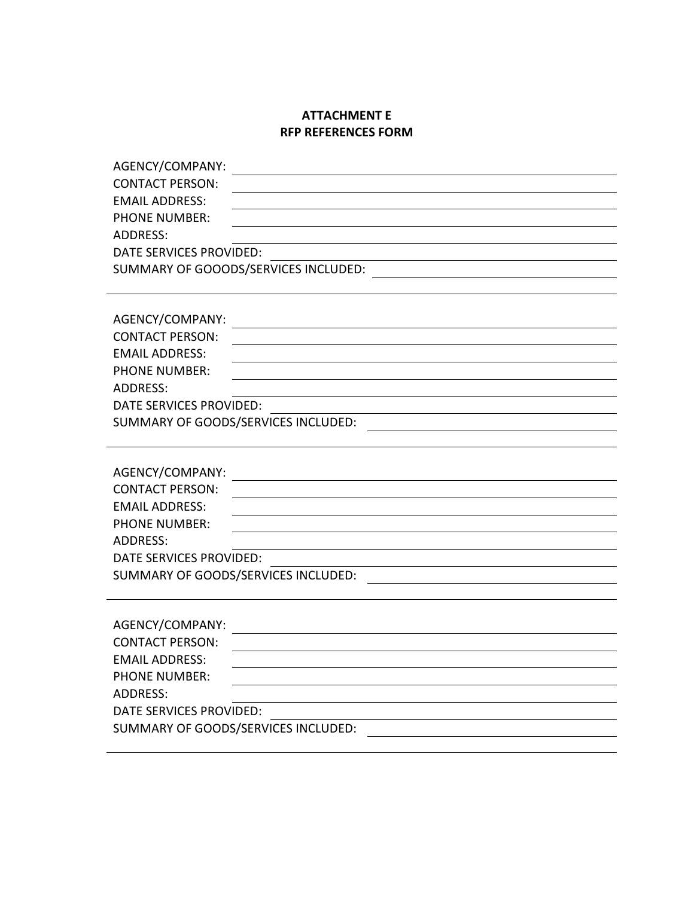**ATTACHMENT E**
**RFP REFERENCES FORM**

AGENCY/COMPANY: \_\_\_\_\_\_\_\_\_\_\_\_\_\_\_\_\_\_\_\_\_\_\_\_\_\_\_\_\_\_\_\_\_\_\_\_\_\_\_\_
CONTACT PERSON: \_\_\_\_\_\_\_\_\_\_\_\_\_\_\_\_\_\_\_\_\_\_\_\_\_\_\_\_\_\_\_\_\_\_\_\_\_\_\_\_
EMAIL ADDRESS: \_\_\_\_\_\_\_\_\_\_\_\_\_\_\_\_\_\_\_\_\_\_\_\_\_\_\_\_\_\_\_\_\_\_\_\_\_\_\_\_
PHONE NUMBER: \_\_\_\_\_\_\_\_\_\_\_\_\_\_\_\_\_\_\_\_\_\_\_\_\_\_\_\_\_\_\_\_\_\_\_\_\_\_\_\_
ADDRESS: \_\_\_\_\_\_\_\_\_\_\_\_\_\_\_\_\_\_\_\_\_\_\_\_\_\_\_\_\_\_\_\_\_\_\_\_\_\_\_\_
DATE SERVICES PROVIDED: \_\_\_\_\_\_\_\_\_\_\_\_\_\_\_\_\_\_\_\_\_\_\_\_\_\_\_\_\_\_\_\_\_\_\_\_
SUMMARY OF GOOODS/SERVICES INCLUDED: \_\_\_\_\_\_\_\_\_\_\_\_\_\_\_\_\_\_\_\_\_\_\_\_

---

AGENCY/COMPANY: \_\_\_\_\_\_\_\_\_\_\_\_\_\_\_\_\_\_\_\_\_\_\_\_\_\_\_\_\_\_\_\_\_\_\_\_\_\_\_\_
CONTACT PERSON: \_\_\_\_\_\_\_\_\_\_\_\_\_\_\_\_\_\_\_\_\_\_\_\_\_\_\_\_\_\_\_\_\_\_\_\_\_\_\_\_
EMAIL ADDRESS: \_\_\_\_\_\_\_\_\_\_\_\_\_\_\_\_\_\_\_\_\_\_\_\_\_\_\_\_\_\_\_\_\_\_\_\_\_\_\_\_
PHONE NUMBER: \_\_\_\_\_\_\_\_\_\_\_\_\_\_\_\_\_\_\_\_\_\_\_\_\_\_\_\_\_\_\_\_\_\_\_\_\_\_\_\_
ADDRESS: \_\_\_\_\_\_\_\_\_\_\_\_\_\_\_\_\_\_\_\_\_\_\_\_\_\_\_\_\_\_\_\_\_\_\_\_\_\_\_\_
DATE SERVICES PROVIDED: \_\_\_\_\_\_\_\_\_\_\_\_\_\_\_\_\_\_\_\_\_\_\_\_\_\_\_\_\_\_\_\_\_\_\_\_
SUMMARY OF GOODS/SERVICES INCLUDED: \_\_\_\_\_\_\_\_\_\_\_\_\_\_\_\_\_\_\_\_\_\_\_\_

---

AGENCY/COMPANY: \_\_\_\_\_\_\_\_\_\_\_\_\_\_\_\_\_\_\_\_\_\_\_\_\_\_\_\_\_\_\_\_\_\_\_\_\_\_\_\_
CONTACT PERSON: \_\_\_\_\_\_\_\_\_\_\_\_\_\_\_\_\_\_\_\_\_\_\_\_\_\_\_\_\_\_\_\_\_\_\_\_\_\_\_\_
EMAIL ADDRESS: \_\_\_\_\_\_\_\_\_\_\_\_\_\_\_\_\_\_\_\_\_\_\_\_\_\_\_\_\_\_\_\_\_\_\_\_\_\_\_\_
PHONE NUMBER: \_\_\_\_\_\_\_\_\_\_\_\_\_\_\_\_\_\_\_\_\_\_\_\_\_\_\_\_\_\_\_\_\_\_\_\_\_\_\_\_
ADDRESS: \_\_\_\_\_\_\_\_\_\_\_\_\_\_\_\_\_\_\_\_\_\_\_\_\_\_\_\_\_\_\_\_\_\_\_\_\_\_\_\_
DATE SERVICES PROVIDED: \_\_\_\_\_\_\_\_\_\_\_\_\_\_\_\_\_\_\_\_\_\_\_\_\_\_\_\_\_\_\_\_\_\_\_\_
SUMMARY OF GOODS/SERVICES INCLUDED: \_\_\_\_\_\_\_\_\_\_\_\_\_\_\_\_\_\_\_\_\_\_\_\_

---

AGENCY/COMPANY: \_\_\_\_\_\_\_\_\_\_\_\_\_\_\_\_\_\_\_\_\_\_\_\_\_\_\_\_\_\_\_\_\_\_\_\_\_\_\_\_
CONTACT PERSON: \_\_\_\_\_\_\_\_\_\_\_\_\_\_\_\_\_\_\_\_\_\_\_\_\_\_\_\_\_\_\_\_\_\_\_\_\_\_\_\_
EMAIL ADDRESS: \_\_\_\_\_\_\_\_\_\_\_\_\_\_\_\_\_\_\_\_\_\_\_\_\_\_\_\_\_\_\_\_\_\_\_\_\_\_\_\_
PHONE NUMBER: \_\_\_\_\_\_\_\_\_\_\_\_\_\_\_\_\_\_\_\_\_\_\_\_\_\_\_\_\_\_\_\_\_\_\_\_\_\_\_\_
ADDRESS: \_\_\_\_\_\_\_\_\_\_\_\_\_\_\_\_\_\_\_\_\_\_\_\_\_\_\_\_\_\_\_\_\_\_\_\_\_\_\_\_
DATE SERVICES PROVIDED: \_\_\_\_\_\_\_\_\_\_\_\_\_\_\_\_\_\_\_\_\_\_\_\_\_\_\_\_\_\_\_\_\_\_\_\_
SUMMARY OF GOODS/SERVICES INCLUDED: \_\_\_\_\_\_\_\_\_\_\_\_\_\_\_\_\_\_\_\_\_\_\_\_

---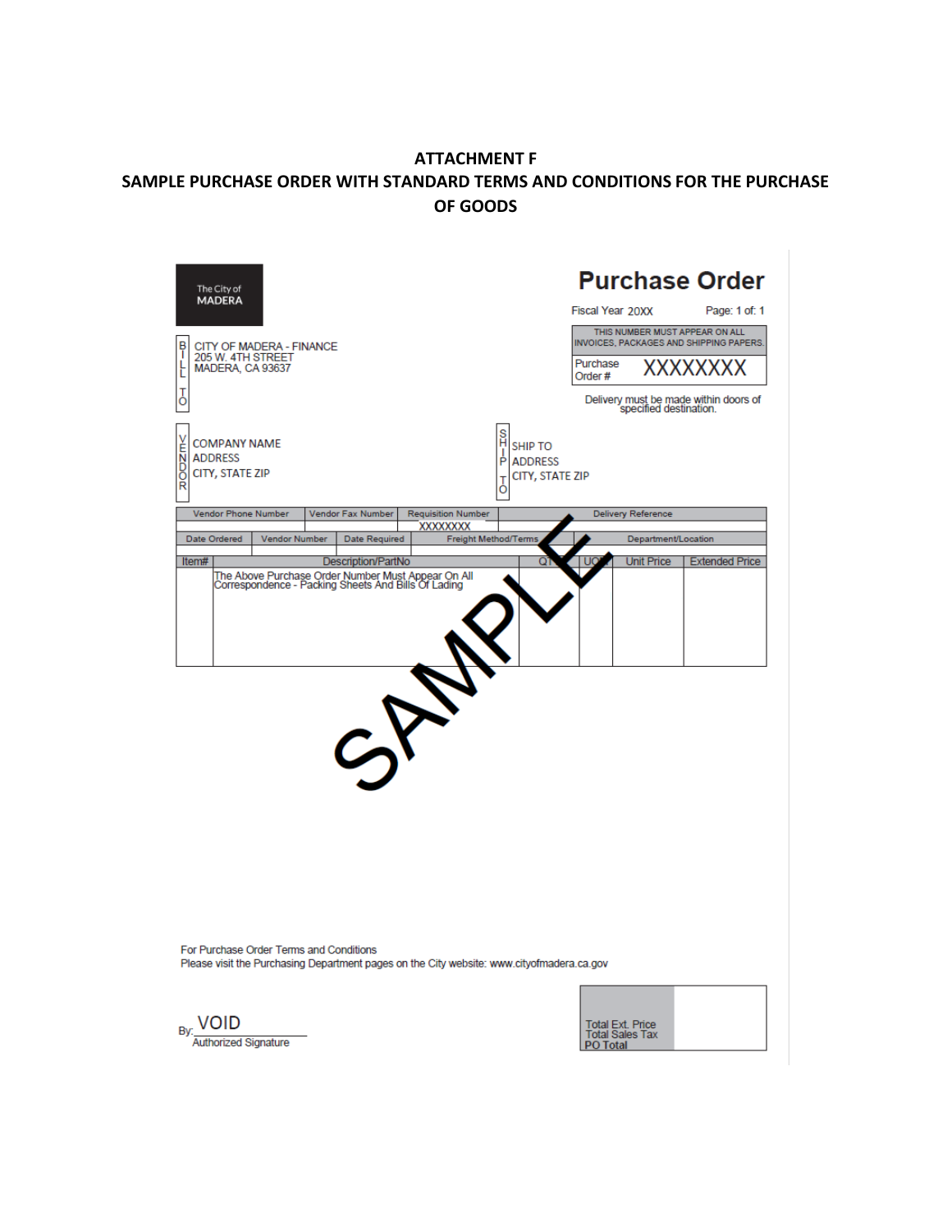# ATTACHMENT F
# SAMPLE PURCHASE ORDER WITH STANDARD TERMS AND CONDITIONS FOR THE PURCHASE OF GOODS

The City of MADERA

# Purchase Order

Fiscal Year 20XX    Page: 1 of: 1

THIS NUMBER MUST APPEAR ON ALL INVOICES, PACKAGES AND SHIPPING PAPERS.

Purchase Order # XXXXXXXX

Delivery must be made within doors of specified destination.

**BILL TO**
CITY OF MADERA - FINANCE
205 W. 4TH STREET
MADERA, CA 93637

**VENDOR**
COMPANY NAME
ADDRESS
CITY, STATE ZIP

**SHIP TO**
SHIP TO
ADDRESS
CITY, STATE ZIP

| Vendor Phone Number | Vendor Fax Number | Requisition Number | Delivery Reference |
|---|---|---|---|
| | | XXXXXXXX | |

| Date Ordered | Vendor Number | Date Required | Freight Method/Terms | Department/Location |
|---|---|---|---|---|
| | | | | |

| Item# | Description/PartNo | QTY | UOM | Unit Price | Extended Price |
|---|---|---|---|---|---|
| | The Above Purchase Order Number Must Appear On All Correspondence - Packing Sheets And Bills Of Lading | | | | |

SAMPLE

For Purchase Order Terms and Conditions
Please visit the Purchasing Department pages on the City website: www.cityofmadera.ca.gov

By: VOID
Authorized Signature

| | |
|---|---|
| Total Ext. Price | |
| Total Sales Tax | |
| PO Total | |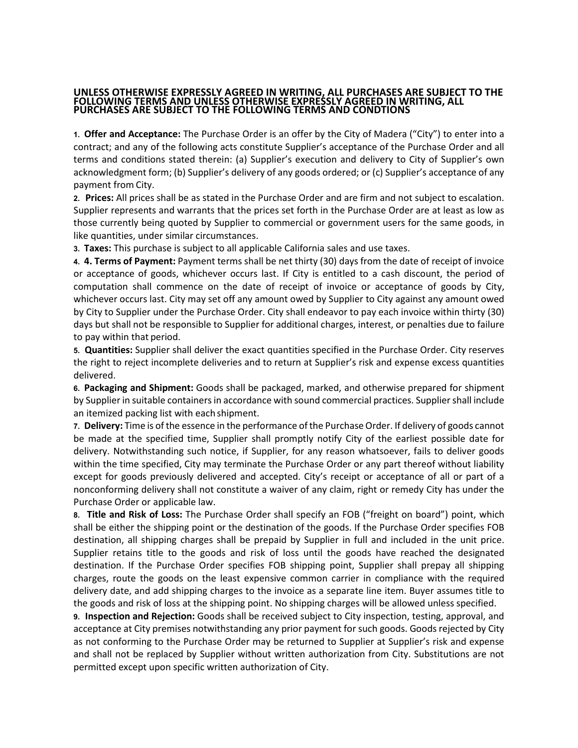**UNLESS OTHERWISE EXPRESSLY AGREED IN WRITING, ALL PURCHASES ARE SUBJECT TO THE FOLLOWING TERMS AND UNLESS OTHERWISE EXPRESSLY AGREED IN WRITING, ALL PURCHASES ARE SUBJECT TO THE FOLLOWING TERMS AND CONDTIONS**

**1. Offer and Acceptance:** The Purchase Order is an offer by the City of Madera ("City") to enter into a contract; and any of the following acts constitute Supplier's acceptance of the Purchase Order and all terms and conditions stated therein: (a) Supplier's execution and delivery to City of Supplier's own acknowledgment form; (b) Supplier's delivery of any goods ordered; or (c) Supplier's acceptance of any payment from City.

**2. Prices:** All prices shall be as stated in the Purchase Order and are firm and not subject to escalation. Supplier represents and warrants that the prices set forth in the Purchase Order are at least as low as those currently being quoted by Supplier to commercial or government users for the same goods, in like quantities, under similar circumstances.

**3. Taxes:** This purchase is subject to all applicable California sales and use taxes.

**4. 4. Terms of Payment:** Payment terms shall be net thirty (30) days from the date of receipt of invoice or acceptance of goods, whichever occurs last. If City is entitled to a cash discount, the period of computation shall commence on the date of receipt of invoice or acceptance of goods by City, whichever occurs last. City may set off any amount owed by Supplier to City against any amount owed by City to Supplier under the Purchase Order. City shall endeavor to pay each invoice within thirty (30) days but shall not be responsible to Supplier for additional charges, interest, or penalties due to failure to pay within that period.

**5. Quantities:** Supplier shall deliver the exact quantities specified in the Purchase Order. City reserves the right to reject incomplete deliveries and to return at Supplier's risk and expense excess quantities delivered.

**6. Packaging and Shipment:** Goods shall be packaged, marked, and otherwise prepared for shipment by Supplier in suitable containers in accordance with sound commercial practices. Supplier shall include an itemized packing list with each shipment.

**7. Delivery:** Time is of the essence in the performance of the Purchase Order. If delivery of goods cannot be made at the specified time, Supplier shall promptly notify City of the earliest possible date for delivery. Notwithstanding such notice, if Supplier, for any reason whatsoever, fails to deliver goods within the time specified, City may terminate the Purchase Order or any part thereof without liability except for goods previously delivered and accepted. City's receipt or acceptance of all or part of a nonconforming delivery shall not constitute a waiver of any claim, right or remedy City has under the Purchase Order or applicable law.

**8. Title and Risk of Loss:** The Purchase Order shall specify an FOB ("freight on board") point, which shall be either the shipping point or the destination of the goods. If the Purchase Order specifies FOB destination, all shipping charges shall be prepaid by Supplier in full and included in the unit price. Supplier retains title to the goods and risk of loss until the goods have reached the designated destination. If the Purchase Order specifies FOB shipping point, Supplier shall prepay all shipping charges, route the goods on the least expensive common carrier in compliance with the required delivery date, and add shipping charges to the invoice as a separate line item. Buyer assumes title to the goods and risk of loss at the shipping point. No shipping charges will be allowed unless specified.

**9. Inspection and Rejection:** Goods shall be received subject to City inspection, testing, approval, and acceptance at City premises notwithstanding any prior payment for such goods. Goods rejected by City as not conforming to the Purchase Order may be returned to Supplier at Supplier's risk and expense and shall not be replaced by Supplier without written authorization from City. Substitutions are not permitted except upon specific written authorization of City.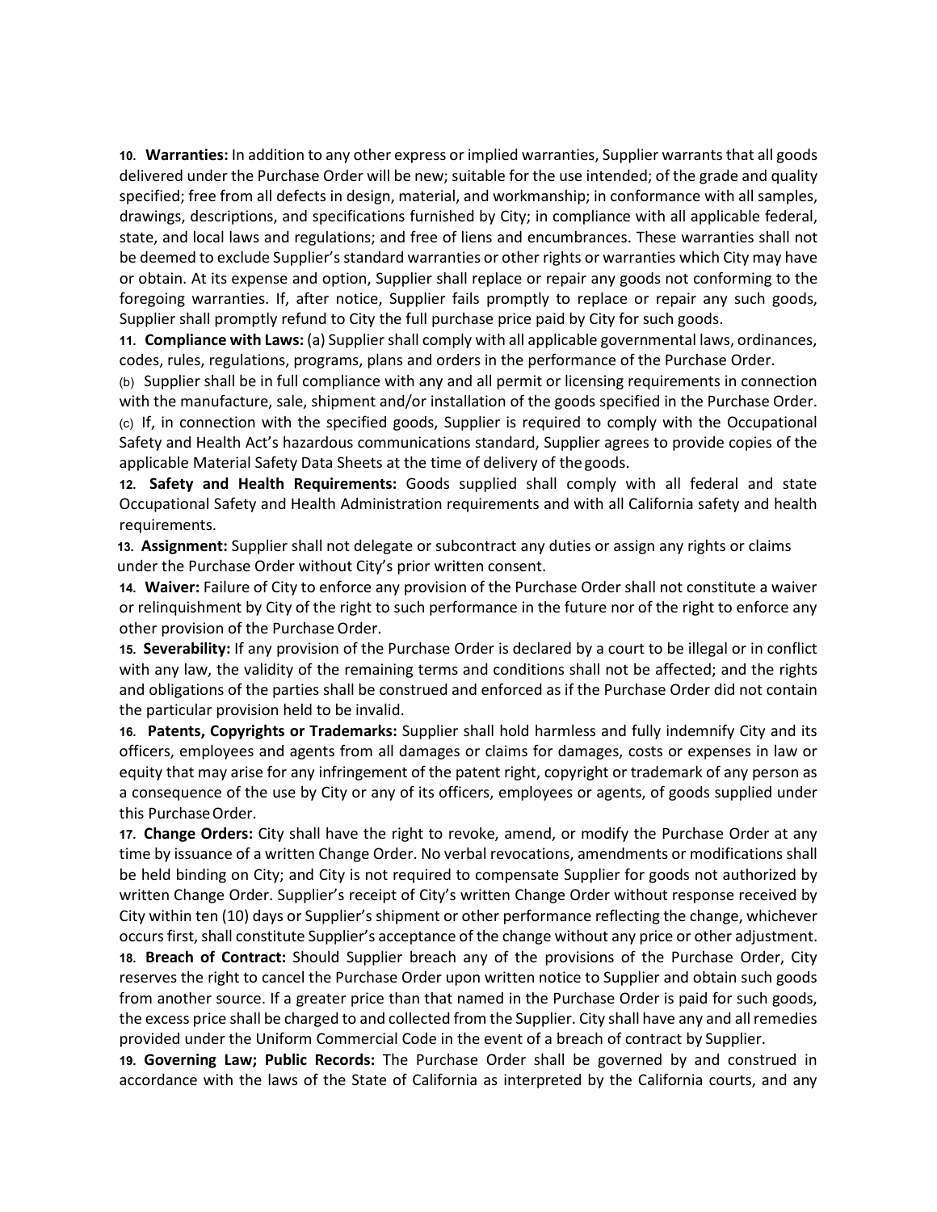**10. Warranties:** In addition to any other express or implied warranties, Supplier warrants that all goods delivered under the Purchase Order will be new; suitable for the use intended; of the grade and quality specified; free from all defects in design, material, and workmanship; in conformance with all samples, drawings, descriptions, and specifications furnished by City; in compliance with all applicable federal, state, and local laws and regulations; and free of liens and encumbrances. These warranties shall not be deemed to exclude Supplier's standard warranties or other rights or warranties which City may have or obtain. At its expense and option, Supplier shall replace or repair any goods not conforming to the foregoing warranties. If, after notice, Supplier fails promptly to replace or repair any such goods, Supplier shall promptly refund to City the full purchase price paid by City for such goods.

**11. Compliance with Laws:** (a) Supplier shall comply with all applicable governmental laws, ordinances, codes, rules, regulations, programs, plans and orders in the performance of the Purchase Order.

(b) Supplier shall be in full compliance with any and all permit or licensing requirements in connection with the manufacture, sale, shipment and/or installation of the goods specified in the Purchase Order.

(c) If, in connection with the specified goods, Supplier is required to comply with the Occupational Safety and Health Act's hazardous communications standard, Supplier agrees to provide copies of the applicable Material Safety Data Sheets at the time of delivery of the goods.

**12. Safety and Health Requirements:** Goods supplied shall comply with all federal and state Occupational Safety and Health Administration requirements and with all California safety and health requirements.

**13. Assignment:** Supplier shall not delegate or subcontract any duties or assign any rights or claims under the Purchase Order without City's prior written consent.

**14. Waiver:** Failure of City to enforce any provision of the Purchase Order shall not constitute a waiver or relinquishment by City of the right to such performance in the future nor of the right to enforce any other provision of the Purchase Order.

**15. Severability:** If any provision of the Purchase Order is declared by a court to be illegal or in conflict with any law, the validity of the remaining terms and conditions shall not be affected; and the rights and obligations of the parties shall be construed and enforced as if the Purchase Order did not contain the particular provision held to be invalid.

**16. Patents, Copyrights or Trademarks:** Supplier shall hold harmless and fully indemnify City and its officers, employees and agents from all damages or claims for damages, costs or expenses in law or equity that may arise for any infringement of the patent right, copyright or trademark of any person as a consequence of the use by City or any of its officers, employees or agents, of goods supplied under this Purchase Order.

**17. Change Orders:** City shall have the right to revoke, amend, or modify the Purchase Order at any time by issuance of a written Change Order. No verbal revocations, amendments or modifications shall be held binding on City; and City is not required to compensate Supplier for goods not authorized by written Change Order. Supplier's receipt of City's written Change Order without response received by City within ten (10) days or Supplier's shipment or other performance reflecting the change, whichever occurs first, shall constitute Supplier's acceptance of the change without any price or other adjustment.

**18. Breach of Contract:** Should Supplier breach any of the provisions of the Purchase Order, City reserves the right to cancel the Purchase Order upon written notice to Supplier and obtain such goods from another source. If a greater price than that named in the Purchase Order is paid for such goods, the excess price shall be charged to and collected from the Supplier. City shall have any and all remedies provided under the Uniform Commercial Code in the event of a breach of contract by Supplier.

**19. Governing Law; Public Records:** The Purchase Order shall be governed by and construed in accordance with the laws of the State of California as interpreted by the California courts, and any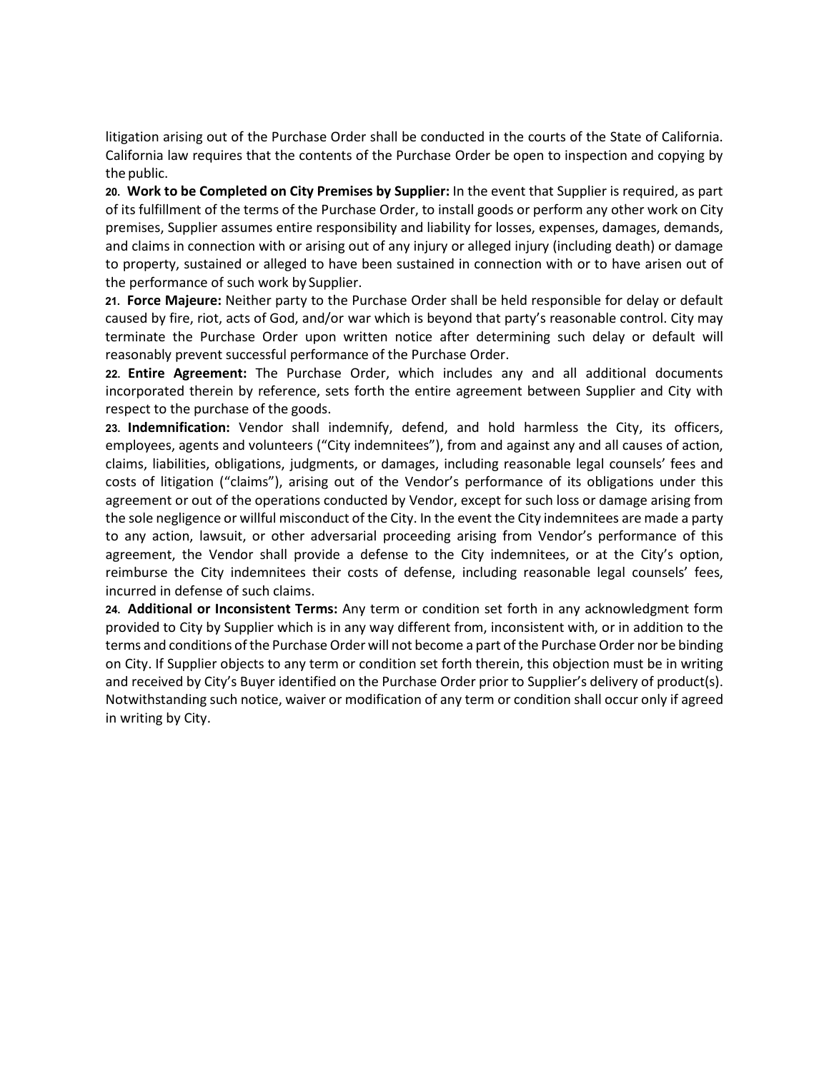litigation arising out of the Purchase Order shall be conducted in the courts of the State of California. California law requires that the contents of the Purchase Order be open to inspection and copying by the public.

**20. Work to be Completed on City Premises by Supplier:** In the event that Supplier is required, as part of its fulfillment of the terms of the Purchase Order, to install goods or perform any other work on City premises, Supplier assumes entire responsibility and liability for losses, expenses, damages, demands, and claims in connection with or arising out of any injury or alleged injury (including death) or damage to property, sustained or alleged to have been sustained in connection with or to have arisen out of the performance of such work by Supplier.

**21. Force Majeure:** Neither party to the Purchase Order shall be held responsible for delay or default caused by fire, riot, acts of God, and/or war which is beyond that party's reasonable control. City may terminate the Purchase Order upon written notice after determining such delay or default will reasonably prevent successful performance of the Purchase Order.

**22. Entire Agreement:** The Purchase Order, which includes any and all additional documents incorporated therein by reference, sets forth the entire agreement between Supplier and City with respect to the purchase of the goods.

**23. Indemnification:** Vendor shall indemnify, defend, and hold harmless the City, its officers, employees, agents and volunteers ("City indemnitees"), from and against any and all causes of action, claims, liabilities, obligations, judgments, or damages, including reasonable legal counsels' fees and costs of litigation ("claims"), arising out of the Vendor's performance of its obligations under this agreement or out of the operations conducted by Vendor, except for such loss or damage arising from the sole negligence or willful misconduct of the City. In the event the City indemnitees are made a party to any action, lawsuit, or other adversarial proceeding arising from Vendor's performance of this agreement, the Vendor shall provide a defense to the City indemnitees, or at the City's option, reimburse the City indemnitees their costs of defense, including reasonable legal counsels' fees, incurred in defense of such claims.

**24. Additional or Inconsistent Terms:** Any term or condition set forth in any acknowledgment form provided to City by Supplier which is in any way different from, inconsistent with, or in addition to the terms and conditions of the Purchase Order will not become a part of the Purchase Order nor be binding on City. If Supplier objects to any term or condition set forth therein, this objection must be in writing and received by City's Buyer identified on the Purchase Order prior to Supplier's delivery of product(s). Notwithstanding such notice, waiver or modification of any term or condition shall occur only if agreed in writing by City.